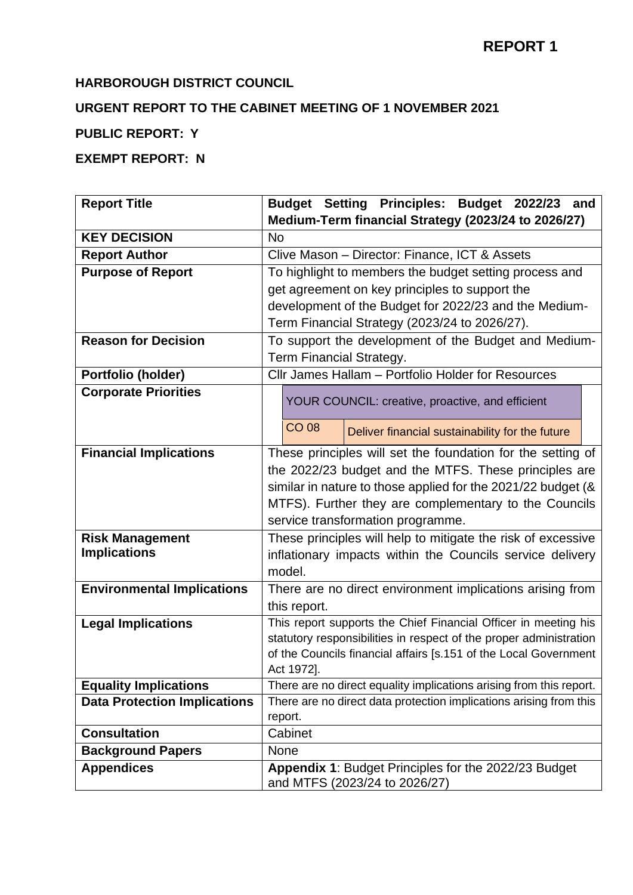# REPORT 1

**HARBOROUGH DISTRICT COUNCIL**

**URGENT REPORT TO THE CABINET MEETING OF 1 NOVEMBER 2021**

**PUBLIC REPORT: Y**

**EXEMPT REPORT: N**

| | |
|---|---|
| **Report Title** | **Budget Setting Principles: Budget 2022/23 and Medium-Term financial Strategy (2023/24 to 2026/27)** |
| **KEY DECISION** | No |
| **Report Author** | Clive Mason – Director: Finance, ICT & Assets |
| **Purpose of Report** | To highlight to members the budget setting process and get agreement on key principles to support the development of the Budget for 2022/23 and the Medium-Term Financial Strategy (2023/24 to 2026/27). |
| **Reason for Decision** | To support the development of the Budget and Medium-Term Financial Strategy. |
| **Portfolio (holder)** | Cllr James Hallam – Portfolio Holder for Resources |
| **Corporate Priorities** | YOUR COUNCIL: creative, proactive, and efficient<br>CO 08 – Deliver financial sustainability for the future |
| **Financial Implications** | These principles will set the foundation for the setting of the 2022/23 budget and the MTFS. These principles are similar in nature to those applied for the 2021/22 budget (& MTFS). Further they are complementary to the Councils service transformation programme. |
| **Risk Management Implications** | These principles will help to mitigate the risk of excessive inflationary impacts within the Councils service delivery model. |
| **Environmental Implications** | There are no direct environment implications arising from this report. |
| **Legal Implications** | This report supports the Chief Financial Officer in meeting his statutory responsibilities in respect of the proper administration of the Councils financial affairs [s.151 of the Local Government Act 1972]. |
| **Equality Implications** | There are no direct equality implications arising from this report. |
| **Data Protection Implications** | There are no direct data protection implications arising from this report. |
| **Consultation** | Cabinet |
| **Background Papers** | None |
| **Appendices** | **Appendix 1**: Budget Principles for the 2022/23 Budget and MTFS (2023/24 to 2026/27) |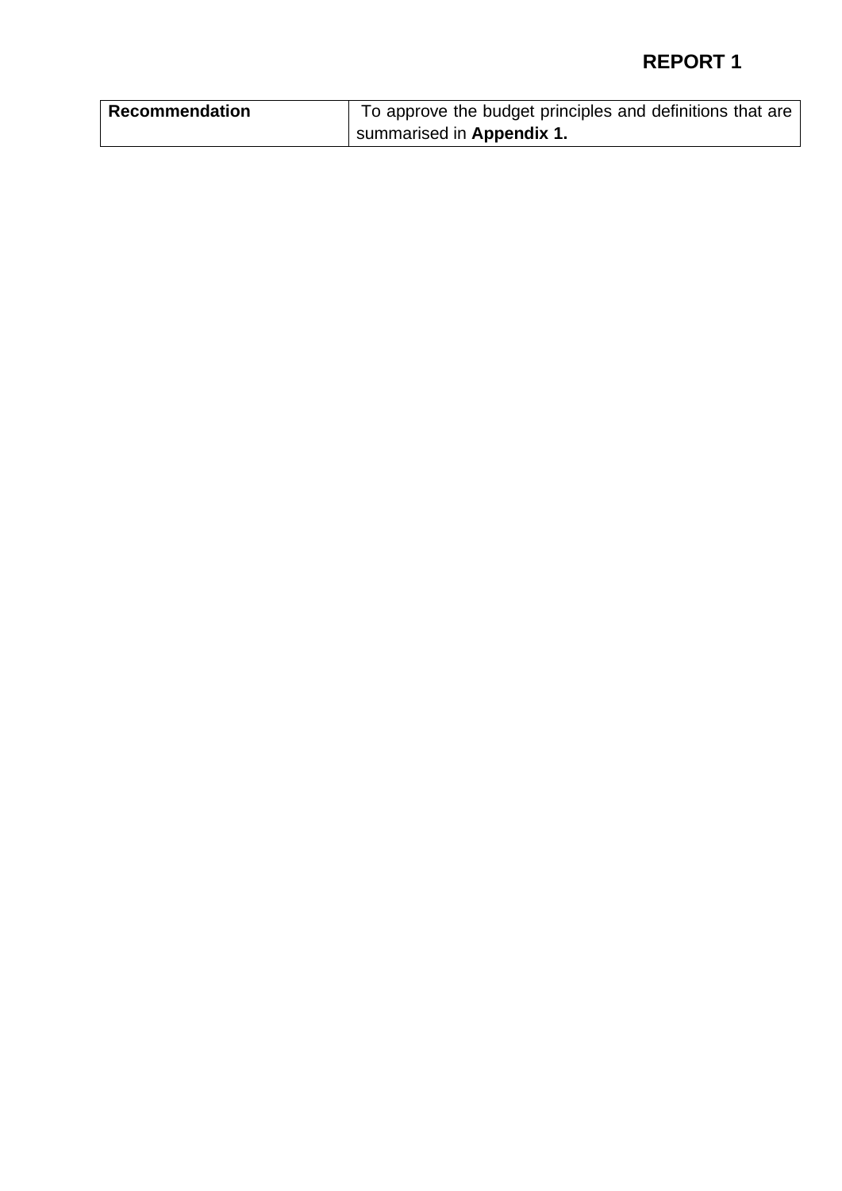**REPORT 1**

| **Recommendation** | To approve the budget principles and definitions that are summarised in **Appendix 1.** |
|---|---|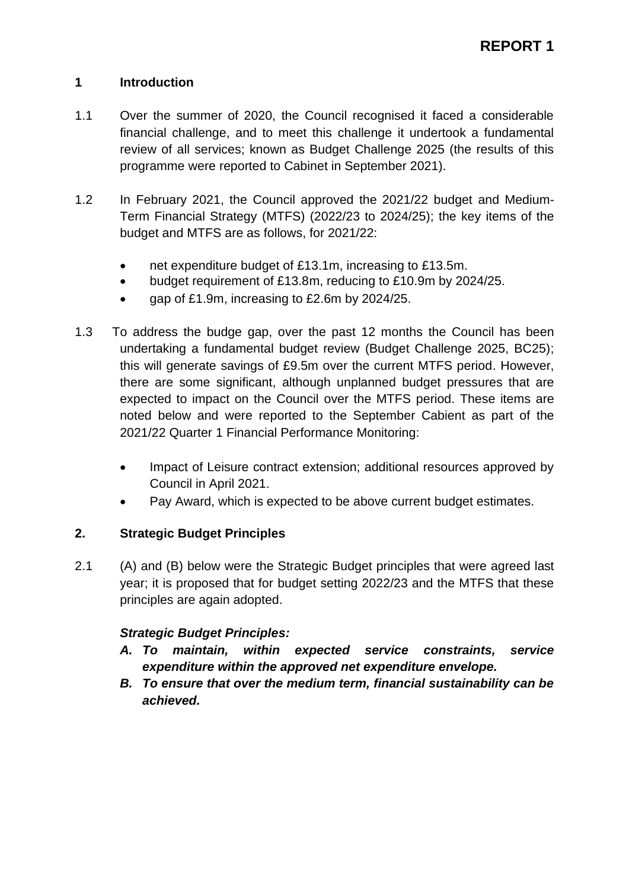# REPORT 1

## 1 Introduction

1.1 Over the summer of 2020, the Council recognised it faced a considerable financial challenge, and to meet this challenge it undertook a fundamental review of all services; known as Budget Challenge 2025 (the results of this programme were reported to Cabinet in September 2021).

1.2 In February 2021, the Council approved the 2021/22 budget and Medium-Term Financial Strategy (MTFS) (2022/23 to 2024/25); the key items of the budget and MTFS are as follows, for 2021/22:

- net expenditure budget of £13.1m, increasing to £13.5m.
- budget requirement of £13.8m, reducing to £10.9m by 2024/25.
- gap of £1.9m, increasing to £2.6m by 2024/25.

1.3 To address the budge gap, over the past 12 months the Council has been undertaking a fundamental budget review (Budget Challenge 2025, BC25); this will generate savings of £9.5m over the current MTFS period. However, there are some significant, although unplanned budget pressures that are expected to impact on the Council over the MTFS period. These items are noted below and were reported to the September Cabient as part of the 2021/22 Quarter 1 Financial Performance Monitoring:

- Impact of Leisure contract extension; additional resources approved by Council in April 2021.
- Pay Award, which is expected to be above current budget estimates.

## 2. Strategic Budget Principles

2.1 (A) and (B) below were the Strategic Budget principles that were agreed last year; it is proposed that for budget setting 2022/23 and the MTFS that these principles are again adopted.

***Strategic Budget Principles:***

***A. To maintain, within expected service constraints, service expenditure within the approved net expenditure envelope.***

***B. To ensure that over the medium term, financial sustainability can be achieved.***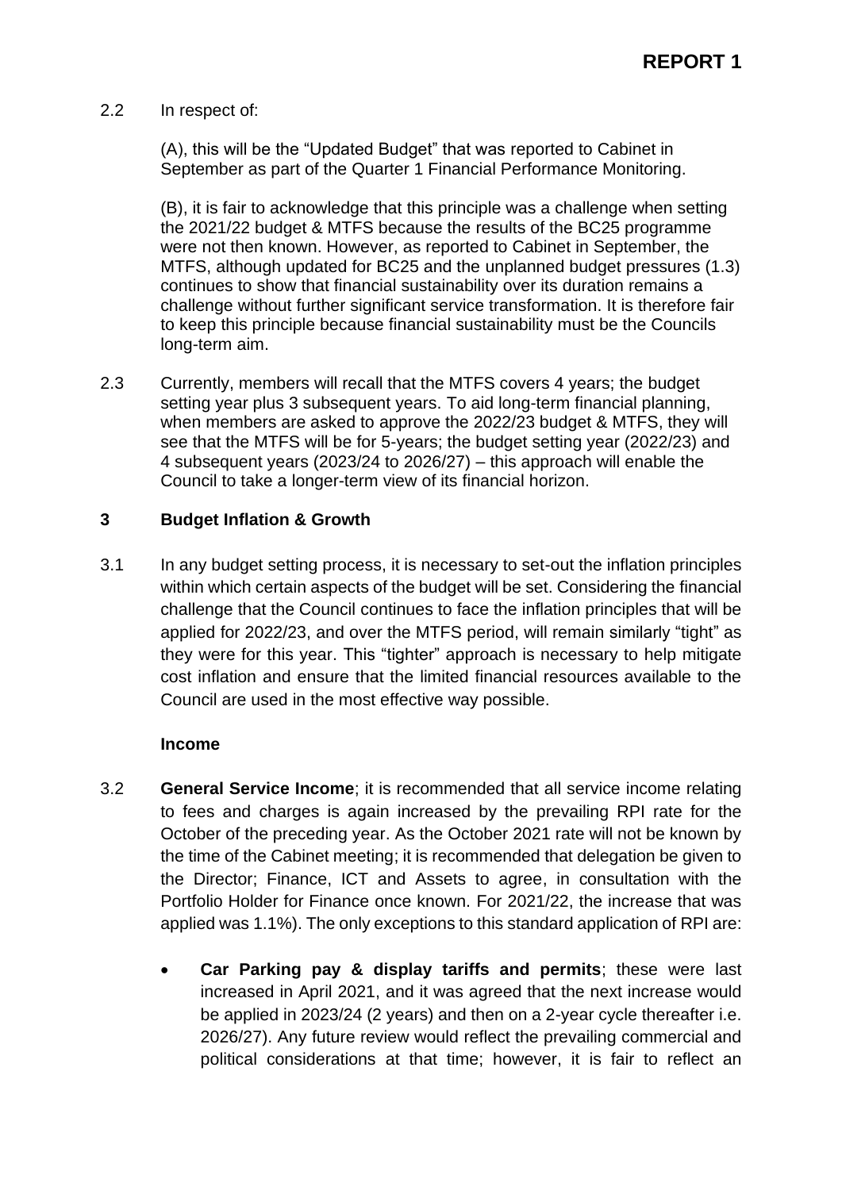2.2 In respect of:

(A), this will be the "Updated Budget" that was reported to Cabinet in September as part of the Quarter 1 Financial Performance Monitoring.

(B), it is fair to acknowledge that this principle was a challenge when setting the 2021/22 budget & MTFS because the results of the BC25 programme were not then known. However, as reported to Cabinet in September, the MTFS, although updated for BC25 and the unplanned budget pressures (1.3) continues to show that financial sustainability over its duration remains a challenge without further significant service transformation. It is therefore fair to keep this principle because financial sustainability must be the Councils long-term aim.

2.3 Currently, members will recall that the MTFS covers 4 years; the budget setting year plus 3 subsequent years. To aid long-term financial planning, when members are asked to approve the 2022/23 budget & MTFS, they will see that the MTFS will be for 5-years; the budget setting year (2022/23) and 4 subsequent years (2023/24 to 2026/27) – this approach will enable the Council to take a longer-term view of its financial horizon.

## 3 Budget Inflation & Growth

3.1 In any budget setting process, it is necessary to set-out the inflation principles within which certain aspects of the budget will be set. Considering the financial challenge that the Council continues to face the inflation principles that will be applied for 2022/23, and over the MTFS period, will remain similarly "tight" as they were for this year. This "tighter" approach is necessary to help mitigate cost inflation and ensure that the limited financial resources available to the Council are used in the most effective way possible.

### Income

3.2 **General Service Income**; it is recommended that all service income relating to fees and charges is again increased by the prevailing RPI rate for the October of the preceding year. As the October 2021 rate will not be known by the time of the Cabinet meeting; it is recommended that delegation be given to the Director; Finance, ICT and Assets to agree, in consultation with the Portfolio Holder for Finance once known. For 2021/22, the increase that was applied was 1.1%). The only exceptions to this standard application of RPI are:

- **Car Parking pay & display tariffs and permits**; these were last increased in April 2021, and it was agreed that the next increase would be applied in 2023/24 (2 years) and then on a 2-year cycle thereafter i.e. 2026/27). Any future review would reflect the prevailing commercial and political considerations at that time; however, it is fair to reflect an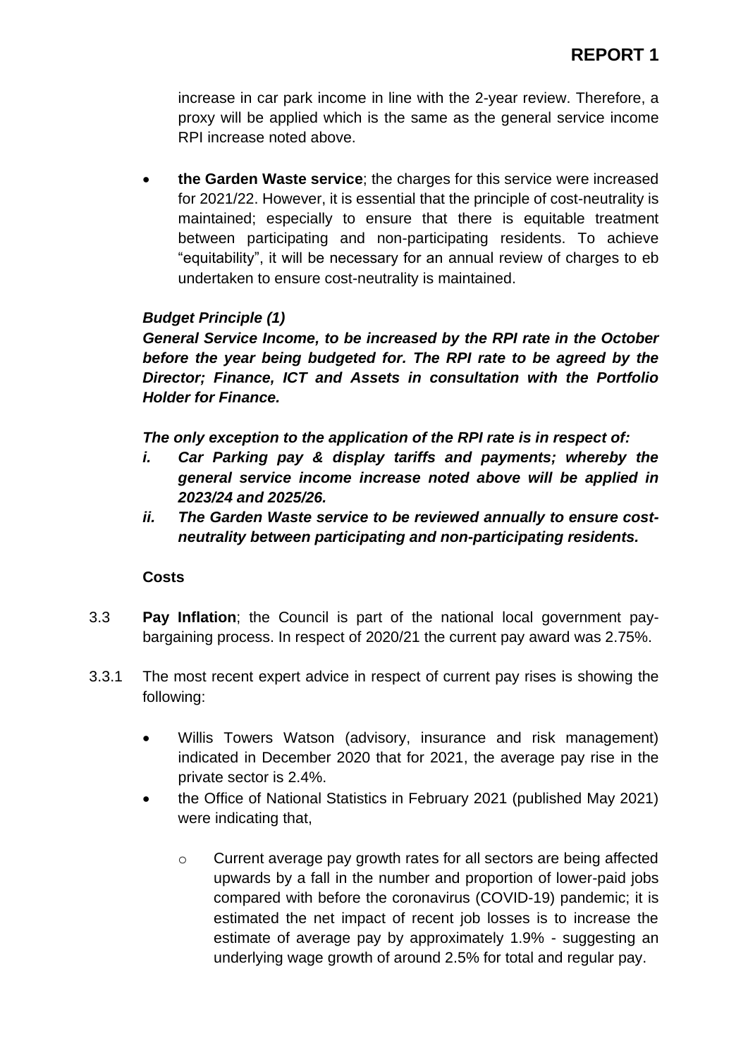increase in car park income in line with the 2-year review. Therefore, a proxy will be applied which is the same as the general service income RPI increase noted above.

- **the Garden Waste service**; the charges for this service were increased for 2021/22. However, it is essential that the principle of cost-neutrality is maintained; especially to ensure that there is equitable treatment between participating and non-participating residents. To achieve "equitability", it will be necessary for an annual review of charges to eb undertaken to ensure cost-neutrality is maintained.

***Budget Principle (1)***

***General Service Income, to be increased by the RPI rate in the October before the year being budgeted for. The RPI rate to be agreed by the Director; Finance, ICT and Assets in consultation with the Portfolio Holder for Finance.***

***The only exception to the application of the RPI rate is in respect of:***

*i.* ***Car Parking pay & display tariffs and payments; whereby the general service income increase noted above will be applied in 2023/24 and 2025/26.***

*ii.* ***The Garden Waste service to be reviewed annually to ensure cost-neutrality between participating and non-participating residents.***

**Costs**

3.3 **Pay Inflation**; the Council is part of the national local government pay-bargaining process. In respect of 2020/21 the current pay award was 2.75%.

3.3.1 The most recent expert advice in respect of current pay rises is showing the following:

- Willis Towers Watson (advisory, insurance and risk management) indicated in December 2020 that for 2021, the average pay rise in the private sector is 2.4%.
- the Office of National Statistics in February 2021 (published May 2021) were indicating that,
  - Current average pay growth rates for all sectors are being affected upwards by a fall in the number and proportion of lower-paid jobs compared with before the coronavirus (COVID-19) pandemic; it is estimated the net impact of recent job losses is to increase the estimate of average pay by approximately 1.9% - suggesting an underlying wage growth of around 2.5% for total and regular pay.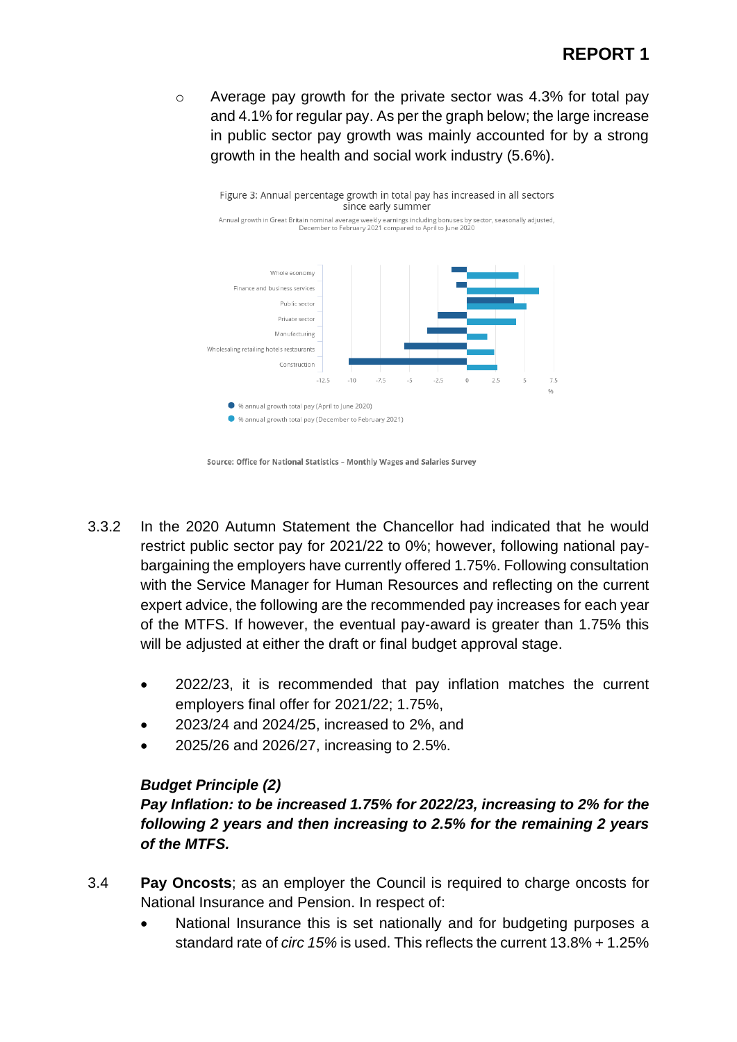- Average pay growth for the private sector was 4.3% for total pay and 4.1% for regular pay. As per the graph below; the large increase in public sector pay growth was mainly accounted for by a strong growth in the health and social work industry (5.6%).

Figure 3: Annual percentage growth in total pay has increased in all sectors since early summer

Annual growth in Great Britain nominal average weekly earnings including bonuses by sector, seasonally adjusted, December to February 2021 compared to April to June 2020

Whole economy
Finance and business services
Public sector
Private sector
Manufacturing
Wholesaling retailing hotels restaurants
Construction

-12.5 -10 -7.5 -5 -2.5 0 2.5 5 7.5
%

% annual growth total pay (April to June 2020)
% annual growth total pay (December to February 2021)

Source: Office for National Statistics – Monthly Wages and Salaries Survey

3.3.2 In the 2020 Autumn Statement the Chancellor had indicated that he would restrict public sector pay for 2021/22 to 0%; however, following national pay-bargaining the employers have currently offered 1.75%. Following consultation with the Service Manager for Human Resources and reflecting on the current expert advice, the following are the recommended pay increases for each year of the MTFS. If however, the eventual pay-award is greater than 1.75% this will be adjusted at either the draft or final budget approval stage.

- 2022/23, it is recommended that pay inflation matches the current employers final offer for 2021/22; 1.75%,
- 2023/24 and 2024/25, increased to 2%, and
- 2025/26 and 2026/27, increasing to 2.5%.

***Budget Principle (2)***
***Pay Inflation: to be increased 1.75% for 2022/23, increasing to 2% for the following 2 years and then increasing to 2.5% for the remaining 2 years of the MTFS.***

3.4 **Pay Oncosts**; as an employer the Council is required to charge oncosts for National Insurance and Pension. In respect of:

- National Insurance this is set nationally and for budgeting purposes a standard rate of *circ 15%* is used. This reflects the current 13.8% + 1.25%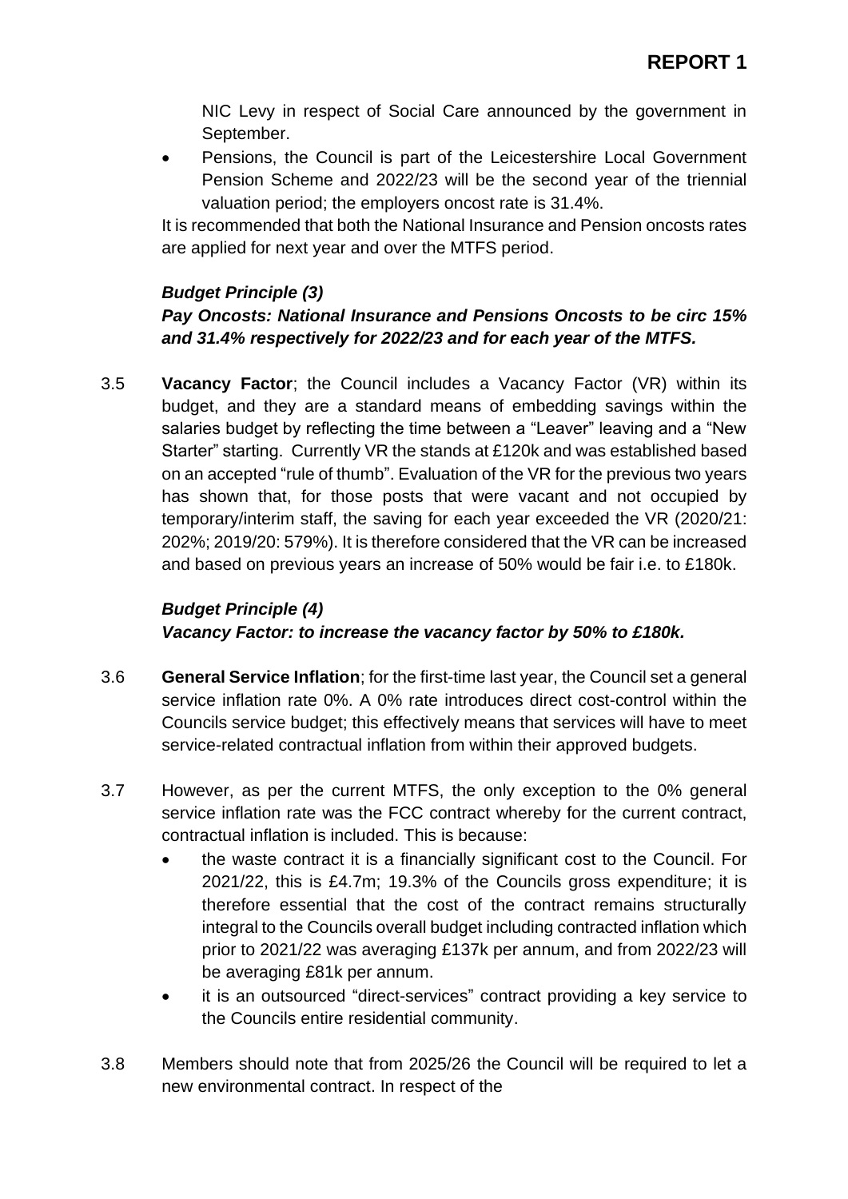NIC Levy in respect of Social Care announced by the government in September.

- Pensions, the Council is part of the Leicestershire Local Government Pension Scheme and 2022/23 will be the second year of the triennial valuation period; the employers oncost rate is 31.4%.

It is recommended that both the National Insurance and Pension oncosts rates are applied for next year and over the MTFS period.

***Budget Principle (3)***
***Pay Oncosts: National Insurance and Pensions Oncosts to be circ 15% and 31.4% respectively for 2022/23 and for each year of the MTFS.***

3.5 **Vacancy Factor**; the Council includes a Vacancy Factor (VR) within its budget, and they are a standard means of embedding savings within the salaries budget by reflecting the time between a "Leaver" leaving and a "New Starter" starting. Currently VR the stands at £120k and was established based on an accepted "rule of thumb". Evaluation of the VR for the previous two years has shown that, for those posts that were vacant and not occupied by temporary/interim staff, the saving for each year exceeded the VR (2020/21: 202%; 2019/20: 579%). It is therefore considered that the VR can be increased and based on previous years an increase of 50% would be fair i.e. to £180k.

***Budget Principle (4)***
***Vacancy Factor: to increase the vacancy factor by 50% to £180k.***

3.6 **General Service Inflation**; for the first-time last year, the Council set a general service inflation rate 0%. A 0% rate introduces direct cost-control within the Councils service budget; this effectively means that services will have to meet service-related contractual inflation from within their approved budgets.

3.7 However, as per the current MTFS, the only exception to the 0% general service inflation rate was the FCC contract whereby for the current contract, contractual inflation is included. This is because:

- the waste contract it is a financially significant cost to the Council. For 2021/22, this is £4.7m; 19.3% of the Councils gross expenditure; it is therefore essential that the cost of the contract remains structurally integral to the Councils overall budget including contracted inflation which prior to 2021/22 was averaging £137k per annum, and from 2022/23 will be averaging £81k per annum.
- it is an outsourced "direct-services" contract providing a key service to the Councils entire residential community.

3.8 Members should note that from 2025/26 the Council will be required to let a new environmental contract. In respect of the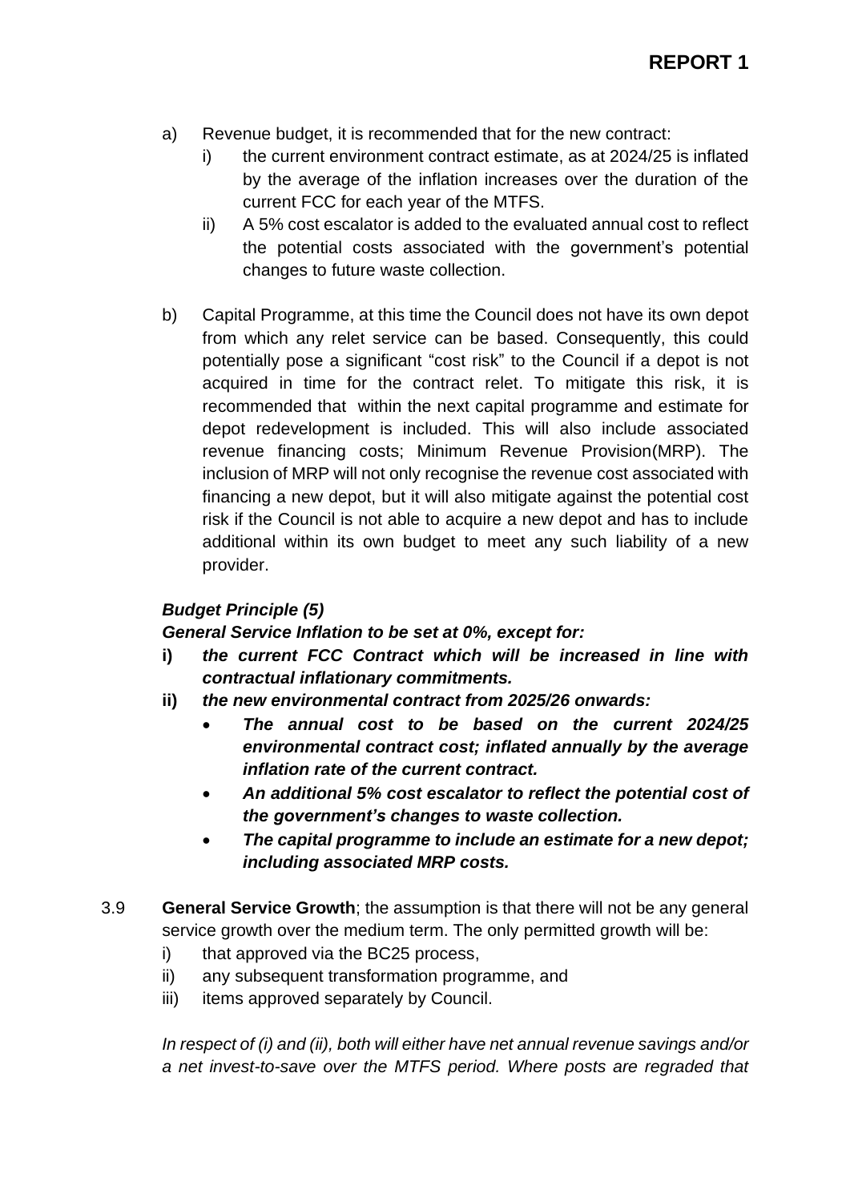a) Revenue budget, it is recommended that for the new contract:
   i) the current environment contract estimate, as at 2024/25 is inflated by the average of the inflation increases over the duration of the current FCC for each year of the MTFS.
   ii) A 5% cost escalator is added to the evaluated annual cost to reflect the potential costs associated with the government's potential changes to future waste collection.

b) Capital Programme, at this time the Council does not have its own depot from which any relet service can be based. Consequently, this could potentially pose a significant "cost risk" to the Council if a depot is not acquired in time for the contract relet. To mitigate this risk, it is recommended that within the next capital programme and estimate for depot redevelopment is included. This will also include associated revenue financing costs; Minimum Revenue Provision(MRP). The inclusion of MRP will not only recognise the revenue cost associated with financing a new depot, but it will also mitigate against the potential cost risk if the Council is not able to acquire a new depot and has to include additional within its own budget to meet any such liability of a new provider.

***Budget Principle (5)***

***General Service Inflation to be set at 0%, except for:***

***i) the current FCC Contract which will be increased in line with contractual inflationary commitments.***

***ii) the new environmental contract from 2025/26 onwards:***

- ***The annual cost to be based on the current 2024/25 environmental contract cost; inflated annually by the average inflation rate of the current contract.***
- ***An additional 5% cost escalator to reflect the potential cost of the government's changes to waste collection.***
- ***The capital programme to include an estimate for a new depot; including associated MRP costs.***

3.9 **General Service Growth**; the assumption is that there will not be any general service growth over the medium term. The only permitted growth will be:

i) that approved via the BC25 process,
ii) any subsequent transformation programme, and
iii) items approved separately by Council.

*In respect of (i) and (ii), both will either have net annual revenue savings and/or a net invest-to-save over the MTFS period. Where posts are regraded that*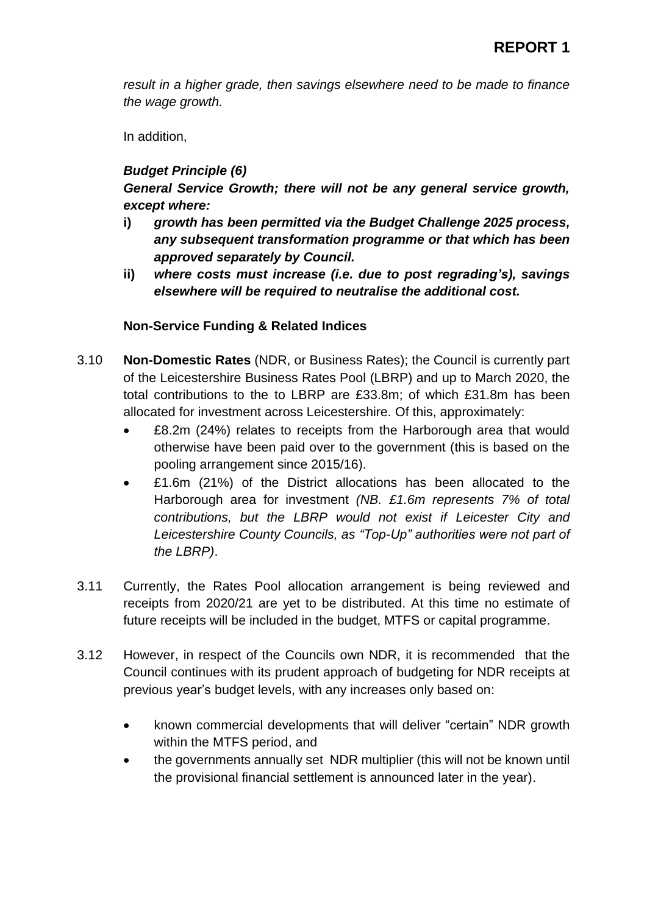*result in a higher grade, then savings elsewhere need to be made to finance the wage growth.*

In addition,

***Budget Principle (6)***

***General Service Growth; there will not be any general service growth, except where:***

- **i)** ***growth has been permitted via the Budget Challenge 2025 process, any subsequent transformation programme or that which has been approved separately by Council.***
- **ii)** ***where costs must increase (i.e. due to post regrading's), savings elsewhere will be required to neutralise the additional cost.***

**Non-Service Funding & Related Indices**

3.10 **Non-Domestic Rates** (NDR, or Business Rates); the Council is currently part of the Leicestershire Business Rates Pool (LBRP) and up to March 2020, the total contributions to the to LBRP are £33.8m; of which £31.8m has been allocated for investment across Leicestershire. Of this, approximately:

- £8.2m (24%) relates to receipts from the Harborough area that would otherwise have been paid over to the government (this is based on the pooling arrangement since 2015/16).
- £1.6m (21%) of the District allocations has been allocated to the Harborough area for investment *(NB. £1.6m represents 7% of total contributions, but the LBRP would not exist if Leicester City and Leicestershire County Councils, as "Top-Up" authorities were not part of the LBRP)*.

3.11 Currently, the Rates Pool allocation arrangement is being reviewed and receipts from 2020/21 are yet to be distributed. At this time no estimate of future receipts will be included in the budget, MTFS or capital programme.

3.12 However, in respect of the Councils own NDR, it is recommended that the Council continues with its prudent approach of budgeting for NDR receipts at previous year's budget levels, with any increases only based on:

- known commercial developments that will deliver "certain" NDR growth within the MTFS period, and
- the governments annually set NDR multiplier (this will not be known until the provisional financial settlement is announced later in the year).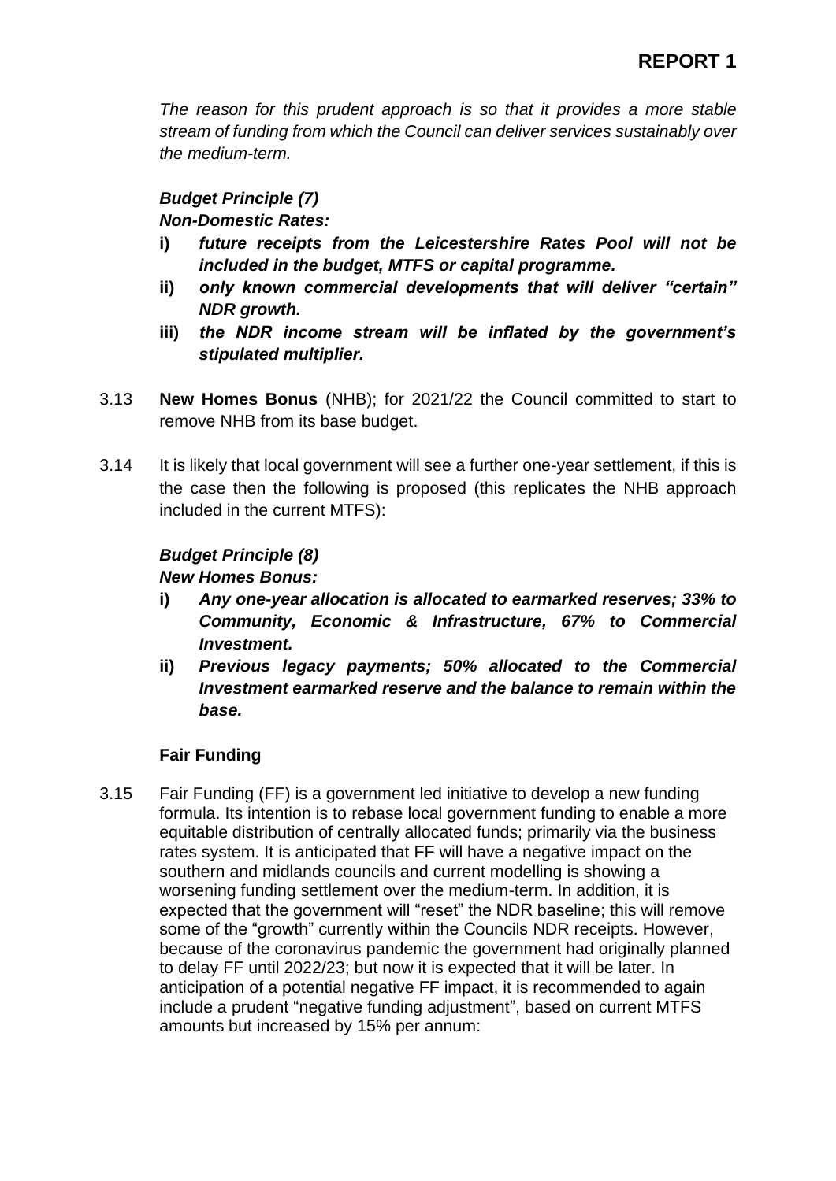*The reason for this prudent approach is so that it provides a more stable stream of funding from which the Council can deliver services sustainably over the medium-term.*

***Budget Principle (7)***
***Non-Domestic Rates:***

- **i)** ***future receipts from the Leicestershire Rates Pool will not be included in the budget, MTFS or capital programme.***
- **ii)** ***only known commercial developments that will deliver "certain" NDR growth.***
- **iii)** ***the NDR income stream will be inflated by the government's stipulated multiplier.***

3.13 **New Homes Bonus** (NHB); for 2021/22 the Council committed to start to remove NHB from its base budget.

3.14 It is likely that local government will see a further one-year settlement, if this is the case then the following is proposed (this replicates the NHB approach included in the current MTFS):

***Budget Principle (8)***
***New Homes Bonus:***

- **i)** ***Any one-year allocation is allocated to earmarked reserves; 33% to Community, Economic & Infrastructure, 67% to Commercial Investment.***
- **ii)** ***Previous legacy payments; 50% allocated to the Commercial Investment earmarked reserve and the balance to remain within the base.***

**Fair Funding**

3.15 Fair Funding (FF) is a government led initiative to develop a new funding formula. Its intention is to rebase local government funding to enable a more equitable distribution of centrally allocated funds; primarily via the business rates system. It is anticipated that FF will have a negative impact on the southern and midlands councils and current modelling is showing a worsening funding settlement over the medium-term. In addition, it is expected that the government will "reset" the NDR baseline; this will remove some of the "growth" currently within the Councils NDR receipts. However, because of the coronavirus pandemic the government had originally planned to delay FF until 2022/23; but now it is expected that it will be later. In anticipation of a potential negative FF impact, it is recommended to again include a prudent "negative funding adjustment", based on current MTFS amounts but increased by 15% per annum: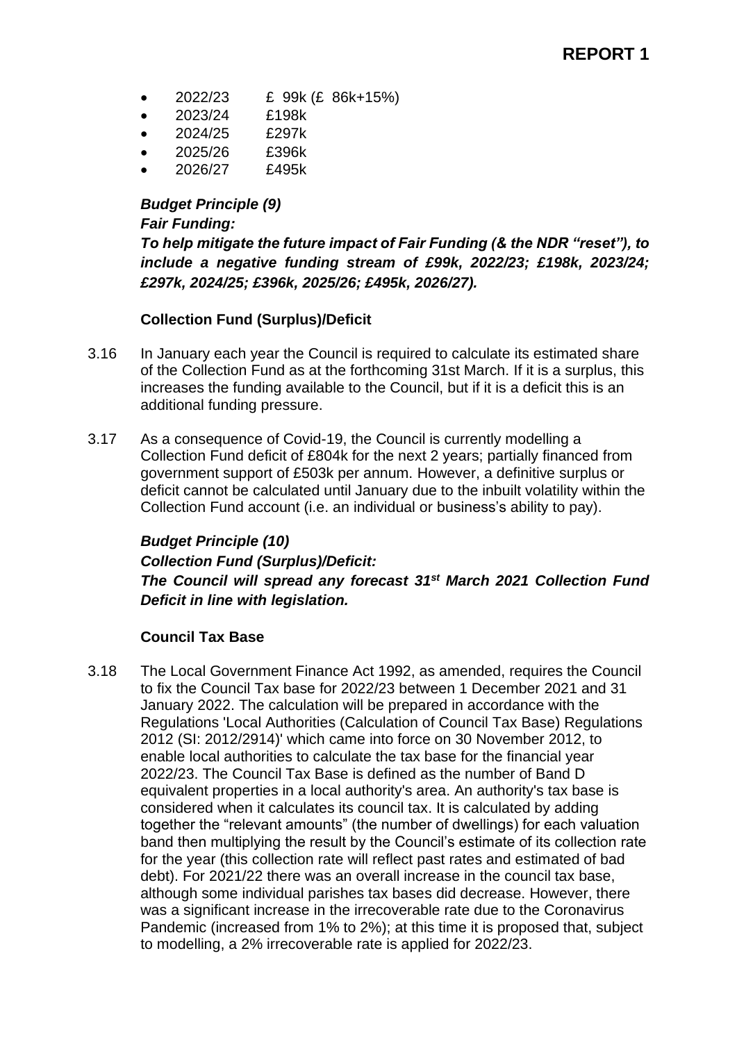- 2022/23 £ 99k (£ 86k+15%)
- 2023/24 £198k
- 2024/25 £297k
- 2025/26 £396k
- 2026/27 £495k

***Budget Principle (9)***

***Fair Funding:***

***To help mitigate the future impact of Fair Funding (& the NDR "reset"), to include a negative funding stream of £99k, 2022/23; £198k, 2023/24; £297k, 2024/25; £396k, 2025/26; £495k, 2026/27).***

**Collection Fund (Surplus)/Deficit**

3.16 In January each year the Council is required to calculate its estimated share of the Collection Fund as at the forthcoming 31st March. If it is a surplus, this increases the funding available to the Council, but if it is a deficit this is an additional funding pressure.

3.17 As a consequence of Covid-19, the Council is currently modelling a Collection Fund deficit of £804k for the next 2 years; partially financed from government support of £503k per annum. However, a definitive surplus or deficit cannot be calculated until January due to the inbuilt volatility within the Collection Fund account (i.e. an individual or business's ability to pay).

***Budget Principle (10)***

***Collection Fund (Surplus)/Deficit:***

***The Council will spread any forecast 31st March 2021 Collection Fund Deficit in line with legislation.***

**Council Tax Base**

3.18 The Local Government Finance Act 1992, as amended, requires the Council to fix the Council Tax base for 2022/23 between 1 December 2021 and 31 January 2022. The calculation will be prepared in accordance with the Regulations 'Local Authorities (Calculation of Council Tax Base) Regulations 2012 (SI: 2012/2914)' which came into force on 30 November 2012, to enable local authorities to calculate the tax base for the financial year 2022/23. The Council Tax Base is defined as the number of Band D equivalent properties in a local authority's area. An authority's tax base is considered when it calculates its council tax. It is calculated by adding together the "relevant amounts" (the number of dwellings) for each valuation band then multiplying the result by the Council's estimate of its collection rate for the year (this collection rate will reflect past rates and estimated of bad debt). For 2021/22 there was an overall increase in the council tax base, although some individual parishes tax bases did decrease. However, there was a significant increase in the irrecoverable rate due to the Coronavirus Pandemic (increased from 1% to 2%); at this time it is proposed that, subject to modelling, a 2% irrecoverable rate is applied for 2022/23.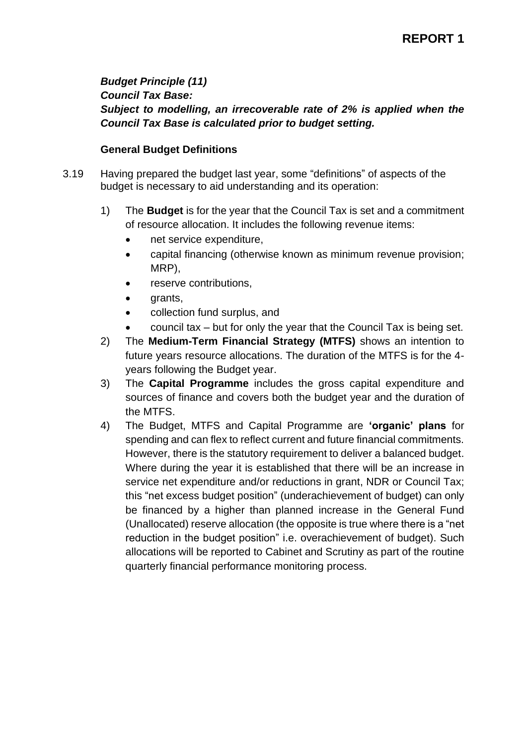***Budget Principle (11)***
***Council Tax Base:***
***Subject to modelling, an irrecoverable rate of 2% is applied when the Council Tax Base is calculated prior to budget setting.***

**General Budget Definitions**

3.19 Having prepared the budget last year, some "definitions" of aspects of the budget is necessary to aid understanding and its operation:

1) The **Budget** is for the year that the Council Tax is set and a commitment of resource allocation. It includes the following revenue items:
   - net service expenditure,
   - capital financing (otherwise known as minimum revenue provision; MRP),
   - reserve contributions,
   - grants,
   - collection fund surplus, and
   - council tax – but for only the year that the Council Tax is being set.
2) The **Medium-Term Financial Strategy (MTFS)** shows an intention to future years resource allocations. The duration of the MTFS is for the 4-years following the Budget year.
3) The **Capital Programme** includes the gross capital expenditure and sources of finance and covers both the budget year and the duration of the MTFS.
4) The Budget, MTFS and Capital Programme are **'organic' plans** for spending and can flex to reflect current and future financial commitments. However, there is the statutory requirement to deliver a balanced budget. Where during the year it is established that there will be an increase in service net expenditure and/or reductions in grant, NDR or Council Tax; this "net excess budget position" (underachievement of budget) can only be financed by a higher than planned increase in the General Fund (Unallocated) reserve allocation (the opposite is true where there is a "net reduction in the budget position" i.e. overachievement of budget). Such allocations will be reported to Cabinet and Scrutiny as part of the routine quarterly financial performance monitoring process.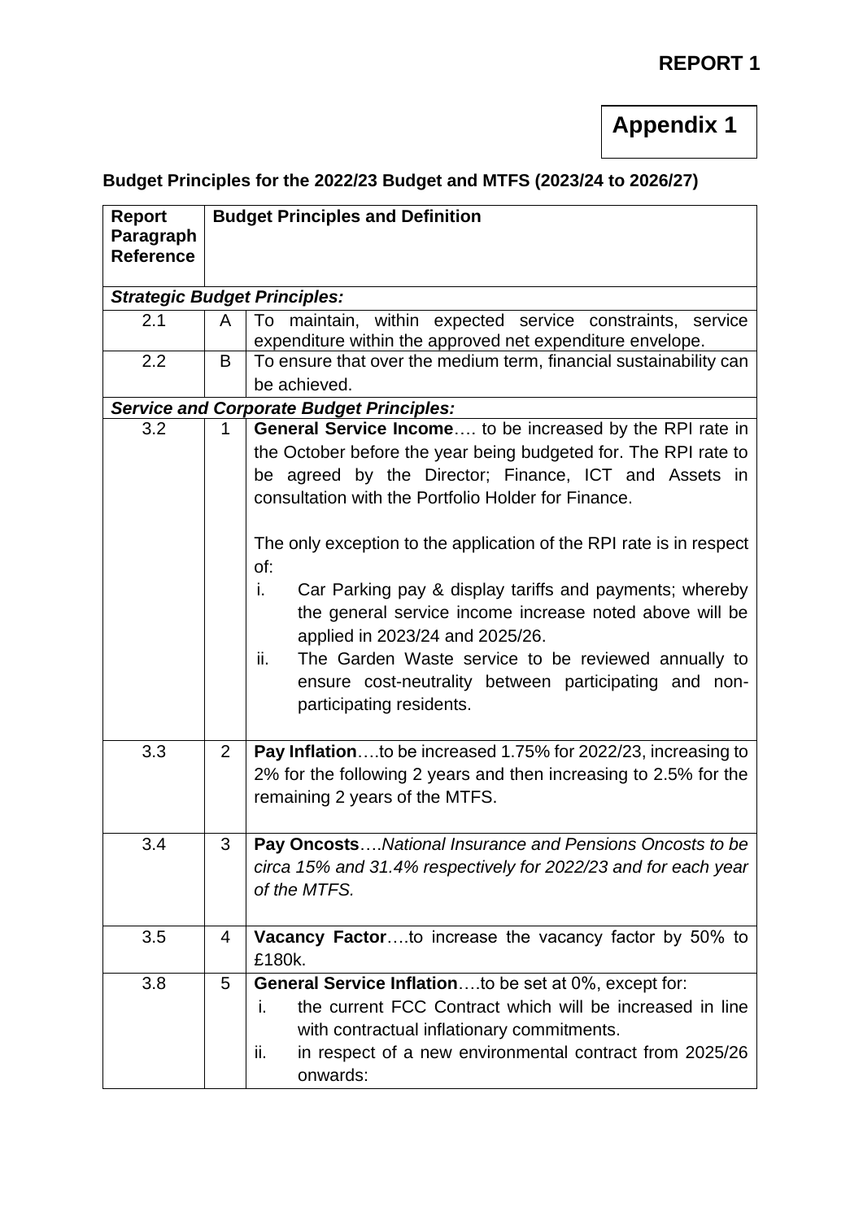**REPORT 1**

**Appendix 1**

**Budget Principles for the 2022/23 Budget and MTFS (2023/24 to 2026/27)**

| **Report Paragraph Reference** | **Budget Principles and Definition** | |
|---|---|---|
| ***Strategic Budget Principles:*** | | |
| 2.1 | A | To maintain, within expected service constraints, service expenditure within the approved net expenditure envelope. |
| 2.2 | B | To ensure that over the medium term, financial sustainability can be achieved. |
| ***Service and Corporate Budget Principles:*** | | |
| 3.2 | 1 | **General Service Income**…. to be increased by the RPI rate in the October before the year being budgeted for. The RPI rate to be agreed by the Director; Finance, ICT and Assets in consultation with the Portfolio Holder for Finance.<br><br>The only exception to the application of the RPI rate is in respect of:<br>i. Car Parking pay & display tariffs and payments; whereby the general service income increase noted above will be applied in 2023/24 and 2025/26.<br>ii. The Garden Waste service to be reviewed annually to ensure cost-neutrality between participating and non-participating residents. |
| 3.3 | 2 | **Pay Inflation**….to be increased 1.75% for 2022/23, increasing to 2% for the following 2 years and then increasing to 2.5% for the remaining 2 years of the MTFS. |
| 3.4 | 3 | **Pay Oncosts**….*National Insurance and Pensions Oncosts to be circa 15% and 31.4% respectively for 2022/23 and for each year of the MTFS.* |
| 3.5 | 4 | **Vacancy Factor**….to increase the vacancy factor by 50% to £180k. |
| 3.8 | 5 | **General Service Inflation**….to be set at 0%, except for:<br>i. the current FCC Contract which will be increased in line with contractual inflationary commitments.<br>ii. in respect of a new environmental contract from 2025/26 onwards: |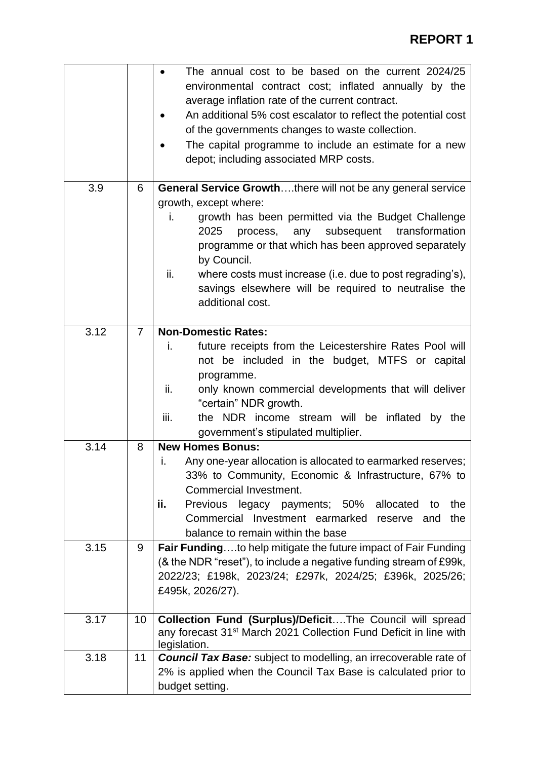**REPORT 1**

| | | |
|---|---|---|
| | | • The annual cost to be based on the current 2024/25 environmental contract cost; inflated annually by the average inflation rate of the current contract.<br>• An additional 5% cost escalator to reflect the potential cost of the governments changes to waste collection.<br>• The capital programme to include an estimate for a new depot; including associated MRP costs. |
| 3.9 | 6 | **General Service Growth**….there will not be any general service growth, except where:<br>i. growth has been permitted via the Budget Challenge 2025 process, any subsequent transformation programme or that which has been approved separately by Council.<br>ii. where costs must increase (i.e. due to post regrading's), savings elsewhere will be required to neutralise the additional cost. |
| 3.12 | 7 | **Non-Domestic Rates:**<br>i. future receipts from the Leicestershire Rates Pool will not be included in the budget, MTFS or capital programme.<br>ii. only known commercial developments that will deliver "certain" NDR growth.<br>iii. the NDR income stream will be inflated by the government's stipulated multiplier. |
| 3.14 | 8 | **New Homes Bonus:**<br>i. Any one-year allocation is allocated to earmarked reserves; 33% to Community, Economic & Infrastructure, 67% to Commercial Investment.<br>**ii.** Previous legacy payments; 50% allocated to the Commercial Investment earmarked reserve and the balance to remain within the base |
| 3.15 | 9 | **Fair Funding**….to help mitigate the future impact of Fair Funding (& the NDR "reset"), to include a negative funding stream of £99k, 2022/23; £198k, 2023/24; £297k, 2024/25; £396k, 2025/26; £495k, 2026/27). |
| 3.17 | 10 | **Collection Fund (Surplus)/Deficit**….The Council will spread any forecast 31st March 2021 Collection Fund Deficit in line with legislation. |
| 3.18 | 11 | ***Council Tax Base:*** subject to modelling, an irrecoverable rate of 2% is applied when the Council Tax Base is calculated prior to budget setting. |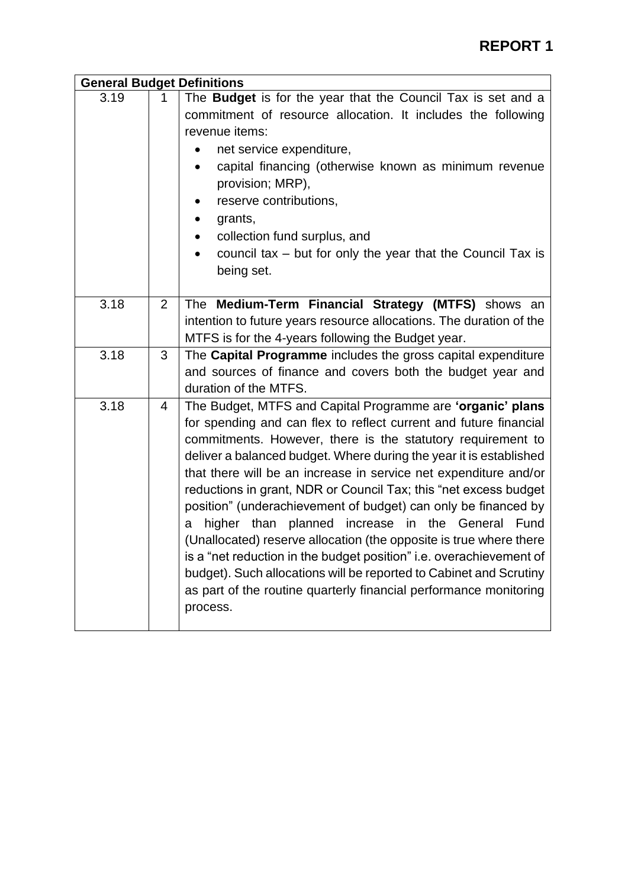# REPORT 1

| General Budget Definitions | | |
|---|---|---|
| 3.19 | 1 | The **Budget** is for the year that the Council Tax is set and a commitment of resource allocation. It includes the following revenue items:<br>• net service expenditure,<br>• capital financing (otherwise known as minimum revenue provision; MRP),<br>• reserve contributions,<br>• grants,<br>• collection fund surplus, and<br>• council tax – but for only the year that the Council Tax is being set. |
| 3.18 | 2 | The **Medium-Term Financial Strategy (MTFS)** shows an intention to future years resource allocations. The duration of the MTFS is for the 4-years following the Budget year. |
| 3.18 | 3 | The **Capital Programme** includes the gross capital expenditure and sources of finance and covers both the budget year and duration of the MTFS. |
| 3.18 | 4 | The Budget, MTFS and Capital Programme are **'organic' plans** for spending and can flex to reflect current and future financial commitments. However, there is the statutory requirement to deliver a balanced budget. Where during the year it is established that there will be an increase in service net expenditure and/or reductions in grant, NDR or Council Tax; this "net excess budget position" (underachievement of budget) can only be financed by a higher than planned increase in the General Fund (Unallocated) reserve allocation (the opposite is true where there is a "net reduction in the budget position" i.e. overachievement of budget). Such allocations will be reported to Cabinet and Scrutiny as part of the routine quarterly financial performance monitoring process. |